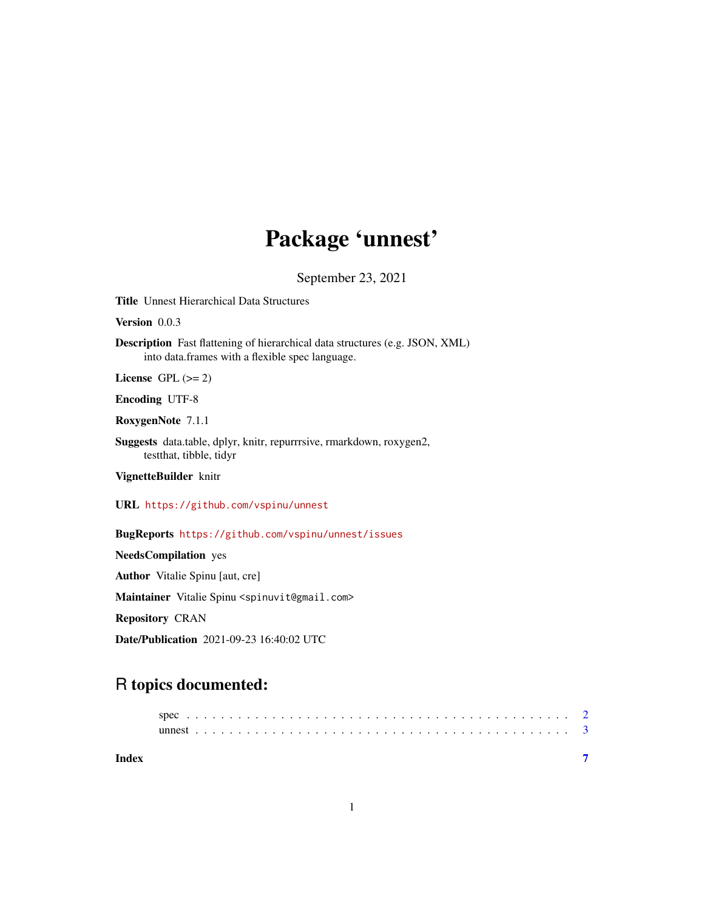# Package 'unnest'

September 23, 2021

**Title** Unnest Hierarchical Data Structures

**Version** 0.0.3

**Description** Fast flattening of hierarchical data structures (e.g. JSON, XML) into data.frames with a flexible spec language.

**License** GPL (>= 2)

**Encoding** UTF-8

**RoxygenNote** 7.1.1

**Suggests** data.table, dplyr, knitr, repurrrsive, rmarkdown, roxygen2, testthat, tibble, tidyr

**VignetteBuilder** knitr

**URL** https://github.com/vspinu/unnest

**BugReports** https://github.com/vspinu/unnest/issues

**NeedsCompilation** yes

**Author** Vitalie Spinu [aut, cre]

**Maintainer** Vitalie Spinu <spinuvit@gmail.com>

**Repository** CRAN

**Date/Publication** 2021-09-23 16:40:02 UTC

## R topics documented:

- spec . . . . . . . . . . . . . . . . . . . . . . . . . . . . . . . . . . . . . . . . . . 2
- unnest . . . . . . . . . . . . . . . . . . . . . . . . . . . . . . . . . . . . . . . . . 3

**Index** 7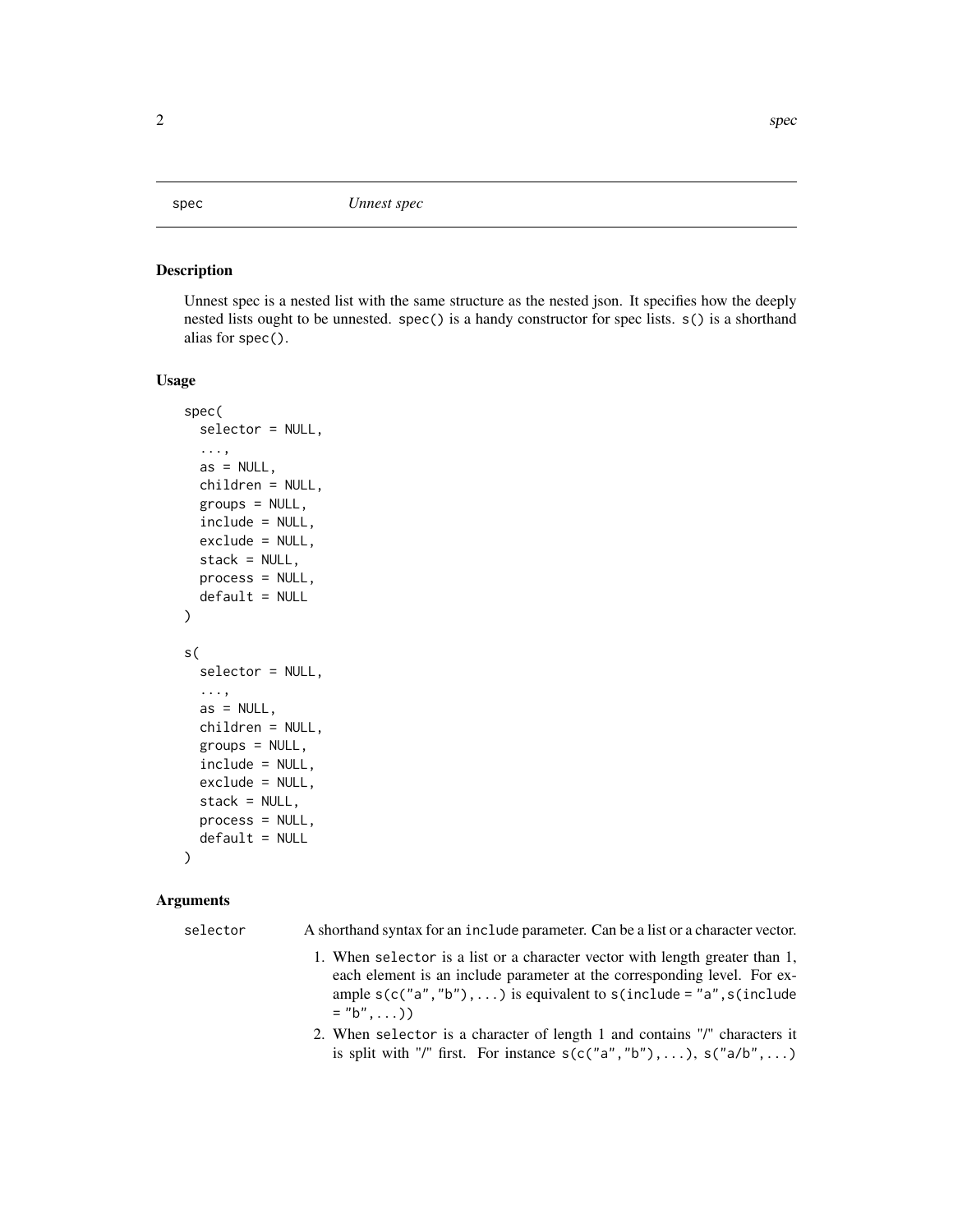spec *Unnest spec*

### Description

Unnest spec is a nested list with the same structure as the nested json. It specifies how the deeply nested lists ought to be unnested. `spec()` is a handy constructor for spec lists. `s()` is a shorthand alias for `spec()`.

### Usage

```
spec(
  selector = NULL,
  ...,
  as = NULL,
  children = NULL,
  groups = NULL,
  include = NULL,
  exclude = NULL,
  stack = NULL,
  process = NULL,
  default = NULL
)

s(
  selector = NULL,
  ...,
  as = NULL,
  children = NULL,
  groups = NULL,
  include = NULL,
  exclude = NULL,
  stack = NULL,
  process = NULL,
  default = NULL
)
```

### Arguments

`selector` A shorthand syntax for an `include` parameter. Can be a list or a character vector.

1. When `selector` is a list or a character vector with length greater than 1, each element is an include parameter at the corresponding level. For example `s(c("a","b"),...)` is equivalent to `s(include = "a",s(include = "b",...))`
2. When `selector` is a character of length 1 and contains "/" characters it is split with "/" first. For instance `s(c("a","b"),...)`, `s("a/b",...)`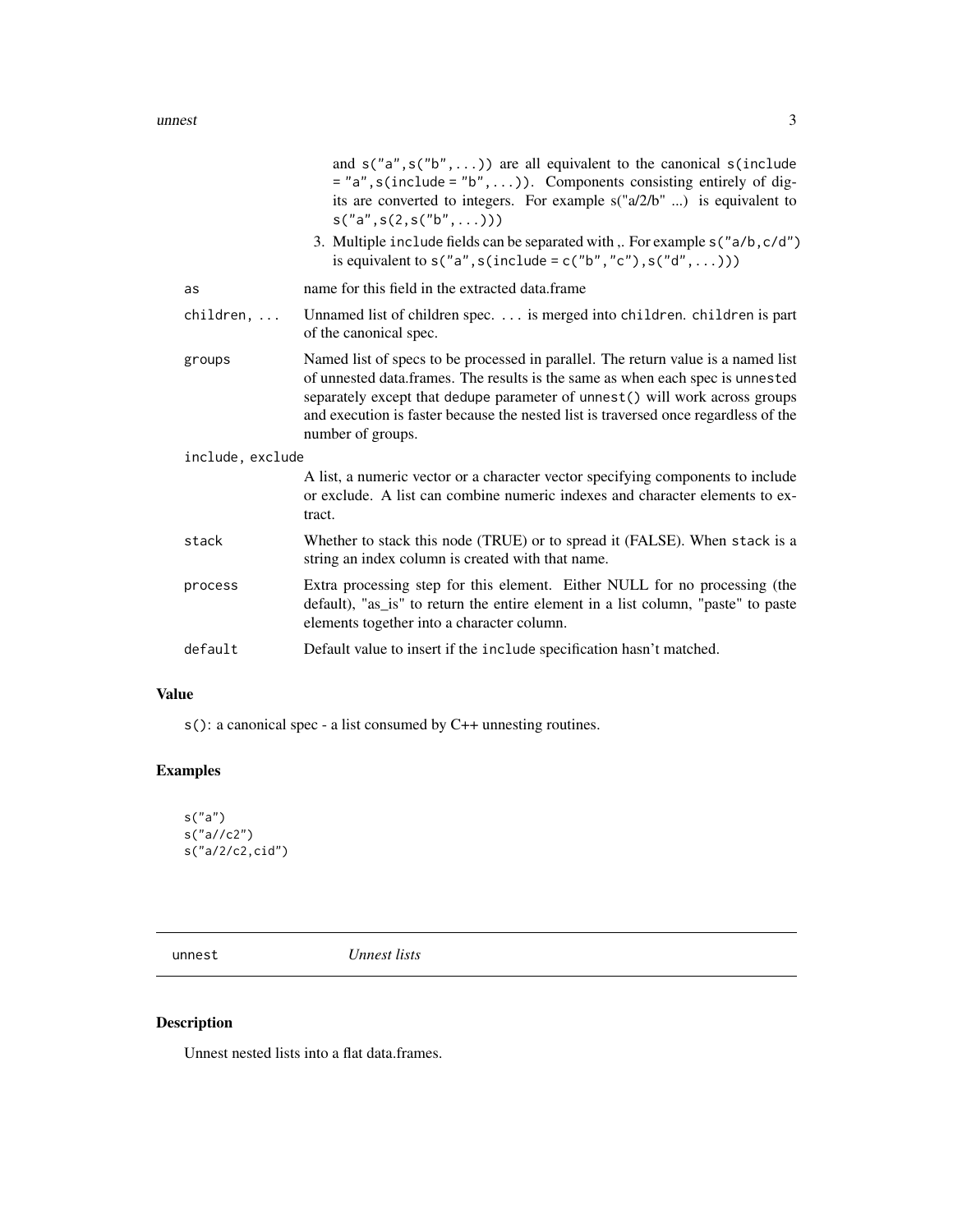and `s("a",s("b",...))` are all equivalent to the canonical `s(include = "a",s(include = "b",...))`. Components consisting entirely of digits are converted to integers. For example s("a/2/b" ...) is equivalent to `s("a",s(2,s("b",...)))`

3. Multiple `include` fields can be separated with ,. For example `s("a/b,c/d")` is equivalent to `s("a",s(include = c("b","c"),s("d",...)))`

| | |
|---|---|
| `as` | name for this field in the extracted data.frame |
| `children, ...` | Unnamed list of children spec. `...` is merged into `children`. `children` is part of the canonical spec. |
| `groups` | Named list of specs to be processed in parallel. The return value is a named list of unnested data.frames. The results is the same as when each spec is `unnested` separately except that `dedupe` parameter of `unnest()` will work across groups and execution is faster because the nested list is traversed once regardless of the number of groups. |
| `include, exclude` | A list, a numeric vector or a character vector specifying components to include or exclude. A list can combine numeric indexes and character elements to extract. |
| `stack` | Whether to stack this node (TRUE) or to spread it (FALSE). When `stack` is a string an index column is created with that name. |
| `process` | Extra processing step for this element. Either NULL for no processing (the default), "as_is" to return the entire element in a list column, "paste" to paste elements together into a character column. |
| `default` | Default value to insert if the `include` specification hasn't matched. |

### Value

`s()`: a canonical spec - a list consumed by C++ unnesting routines.

### Examples

```
s("a")
s("a//c2")
s("a/2/c2,cid")
```

## unnest — *Unnest lists*

### Description

Unnest nested lists into a flat data.frames.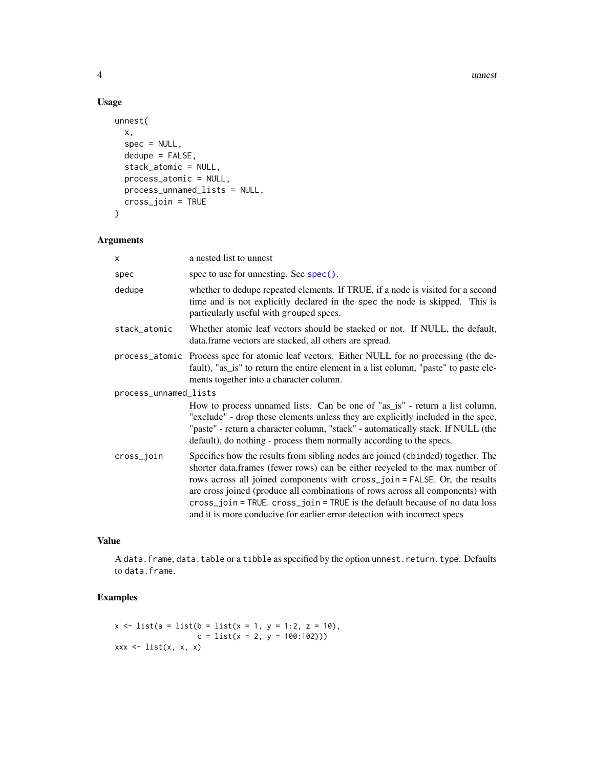### Usage

```
unnest(
  x,
  spec = NULL,
  dedupe = FALSE,
  stack_atomic = NULL,
  process_atomic = NULL,
  process_unnamed_lists = NULL,
  cross_join = TRUE
)
```

### Arguments

| | |
|---|---|
| `x` | a nested list to unnest |
| `spec` | spec to use for unnesting. See `spec()`. |
| `dedupe` | whether to dedupe repeated elements. If TRUE, if a node is visited for a second time and is not explicitly declared in the `spec` the node is skipped. This is particularly useful with `grouped` specs. |
| `stack_atomic` | Whether atomic leaf vectors should be stacked or not. If NULL, the default, data.frame vectors are stacked, all others are spread. |
| `process_atomic` | Process spec for atomic leaf vectors. Either NULL for no processing (the default), "as_is" to return the entire element in a list column, "paste" to paste elements together into a character column. |
| `process_unnamed_lists` | How to process unnamed lists. Can be one of "as_is" - return a list column, "exclude" - drop these elements unless they are explicitly included in the spec, "paste" - return a character column, "stack" - automatically stack. If NULL (the default), do nothing - process them normally according to the specs. |
| `cross_join` | Specifies how the results from sibling nodes are joined (`cbind`ed) together. The shorter data.frames (fewer rows) can be either recycled to the max number of rows across all joined components with `cross_join = FALSE`. Or, the results are cross joined (produce all combinations of rows across all components) with `cross_join = TRUE`. `cross_join = TRUE` is the default because of no data loss and it is more conducive for earlier error detection with incorrect specs |

### Value

A `data.frame`, `data.table` or a `tibble` as specified by the option `unnest.return.type`. Defaults to `data.frame`.

### Examples

```
x <- list(a = list(b = list(x = 1, y = 1:2, z = 10),
                   c = list(x = 2, y = 100:102)))
xxx <- list(x, x, x)
```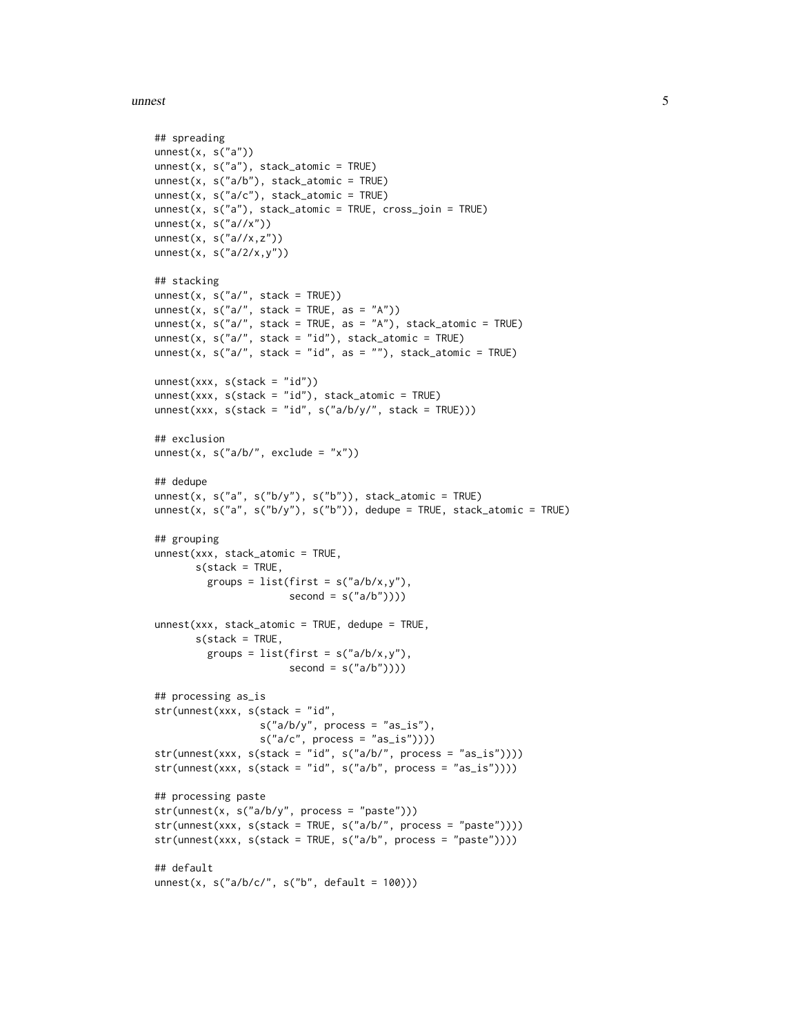```
## spreading
unnest(x, s("a"))
unnest(x, s("a"), stack_atomic = TRUE)
unnest(x, s("a/b"), stack_atomic = TRUE)
unnest(x, s("a/c"), stack_atomic = TRUE)
unnest(x, s("a"), stack_atomic = TRUE, cross_join = TRUE)
unnest(x, s("a//x"))
unnest(x, s("a//x,z"))
unnest(x, s("a/2/x,y"))

## stacking
unnest(x, s("a/", stack = TRUE))
unnest(x, s("a/", stack = TRUE, as = "A"))
unnest(x, s("a/", stack = TRUE, as = "A"), stack_atomic = TRUE)
unnest(x, s("a/", stack = "id"), stack_atomic = TRUE)
unnest(x, s("a/", stack = "id", as = ""), stack_atomic = TRUE)

unnest(xxx, s(stack = "id"))
unnest(xxx, s(stack = "id"), stack_atomic = TRUE)
unnest(xxx, s(stack = "id", s("a/b/y/", stack = TRUE)))

## exclusion
unnest(x, s("a/b/", exclude = "x"))

## dedupe
unnest(x, s("a", s("b/y"), s("b")), stack_atomic = TRUE)
unnest(x, s("a", s("b/y"), s("b")), dedupe = TRUE, stack_atomic = TRUE)

## grouping
unnest(xxx, stack_atomic = TRUE,
       s(stack = TRUE,
         groups = list(first = s("a/b/x,y"),
                       second = s("a/b"))))

unnest(xxx, stack_atomic = TRUE, dedupe = TRUE,
       s(stack = TRUE,
         groups = list(first = s("a/b/x,y"),
                       second = s("a/b"))))

## processing as_is
str(unnest(xxx, s(stack = "id",
                  s("a/b/y", process = "as_is"),
                  s("a/c", process = "as_is"))))
str(unnest(xxx, s(stack = "id", s("a/b/", process = "as_is"))))
str(unnest(xxx, s(stack = "id", s("a/b", process = "as_is"))))

## processing paste
str(unnest(x, s("a/b/y", process = "paste")))
str(unnest(xxx, s(stack = TRUE, s("a/b/", process = "paste"))))
str(unnest(xxx, s(stack = TRUE, s("a/b", process = "paste"))))

## default
unnest(x, s("a/b/c/", s("b", default = 100)))
```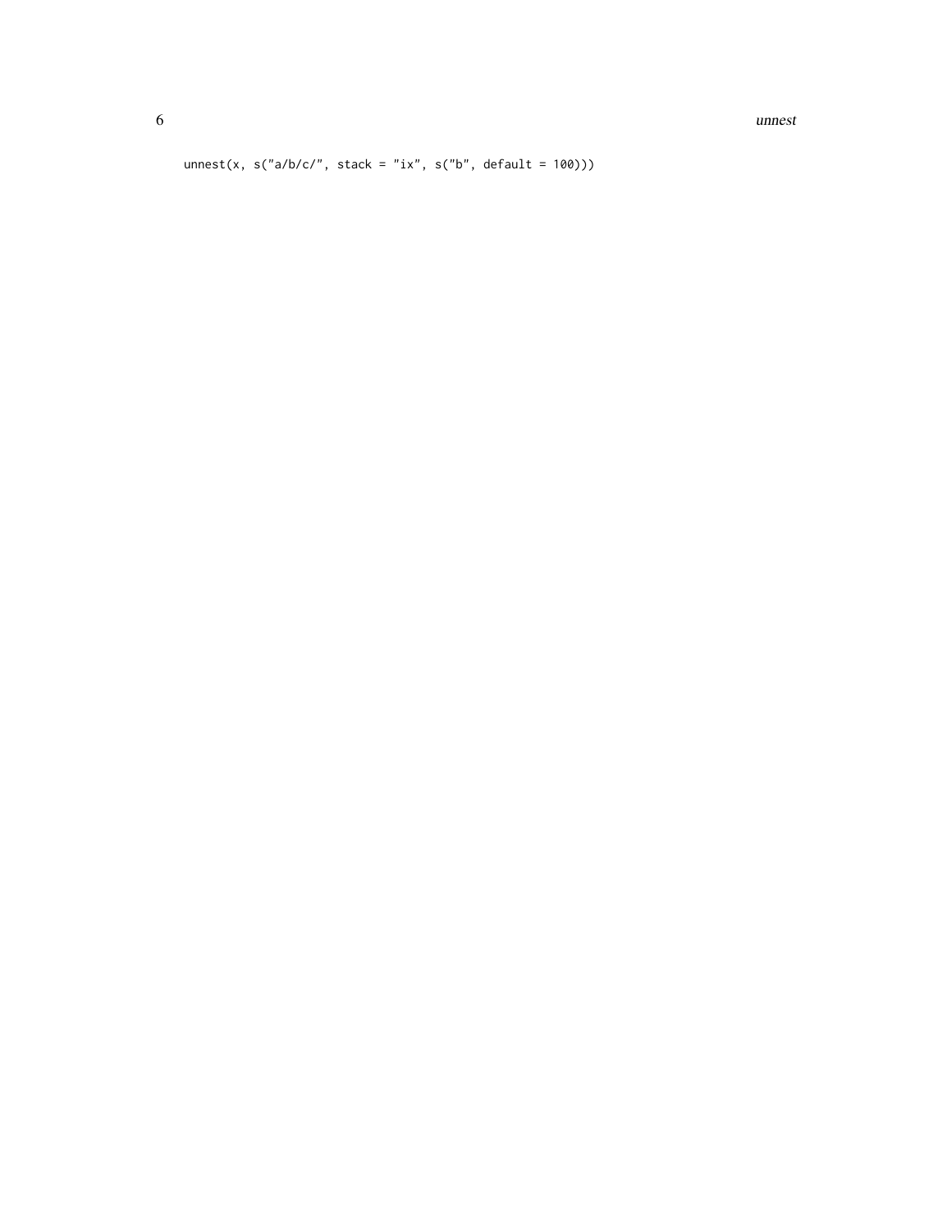```
unnest(x, s("a/b/c/", stack = "ix", s("b", default = 100)))
```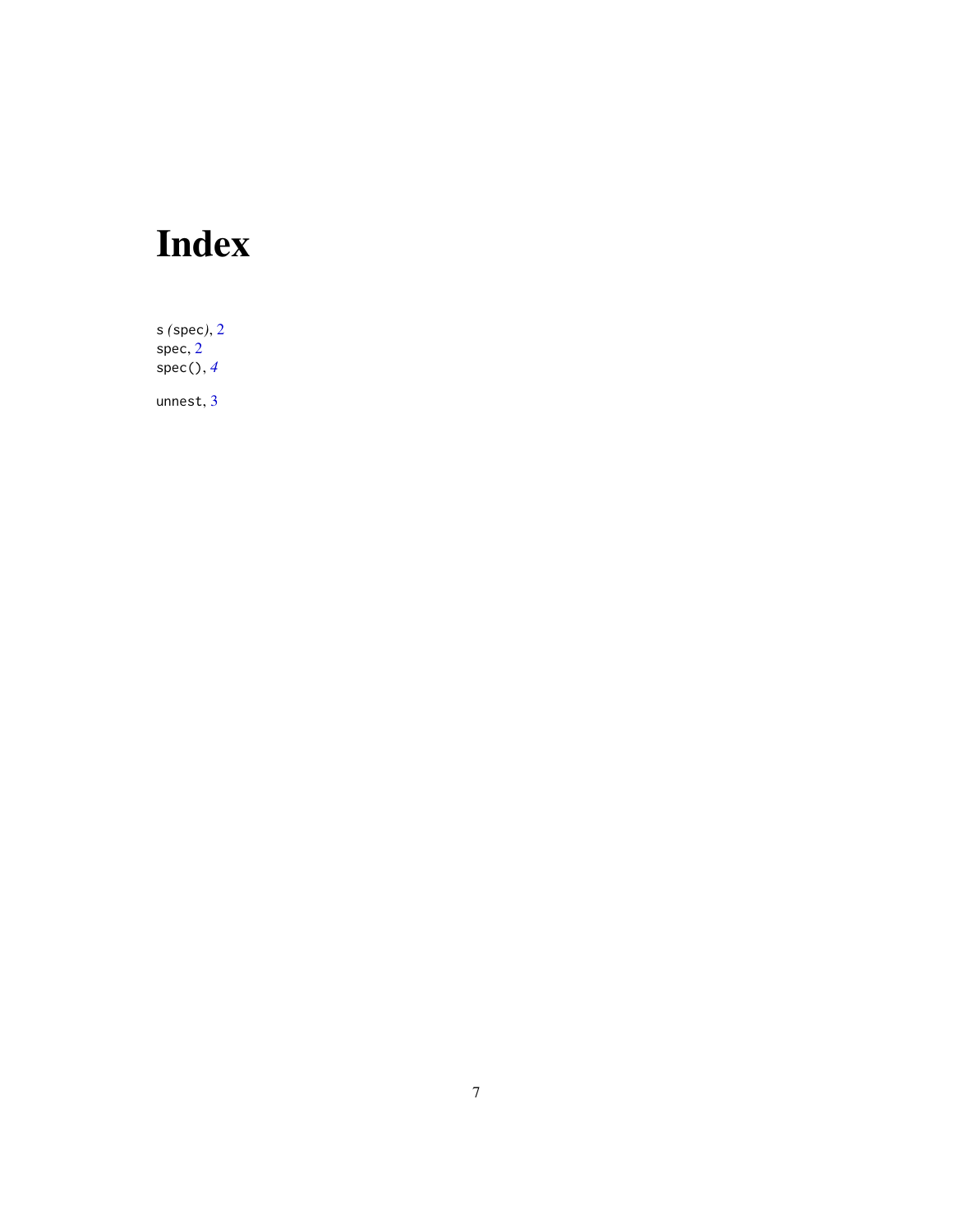# Index

s (spec), 2
spec, 2
spec(), *4*

unnest, 3